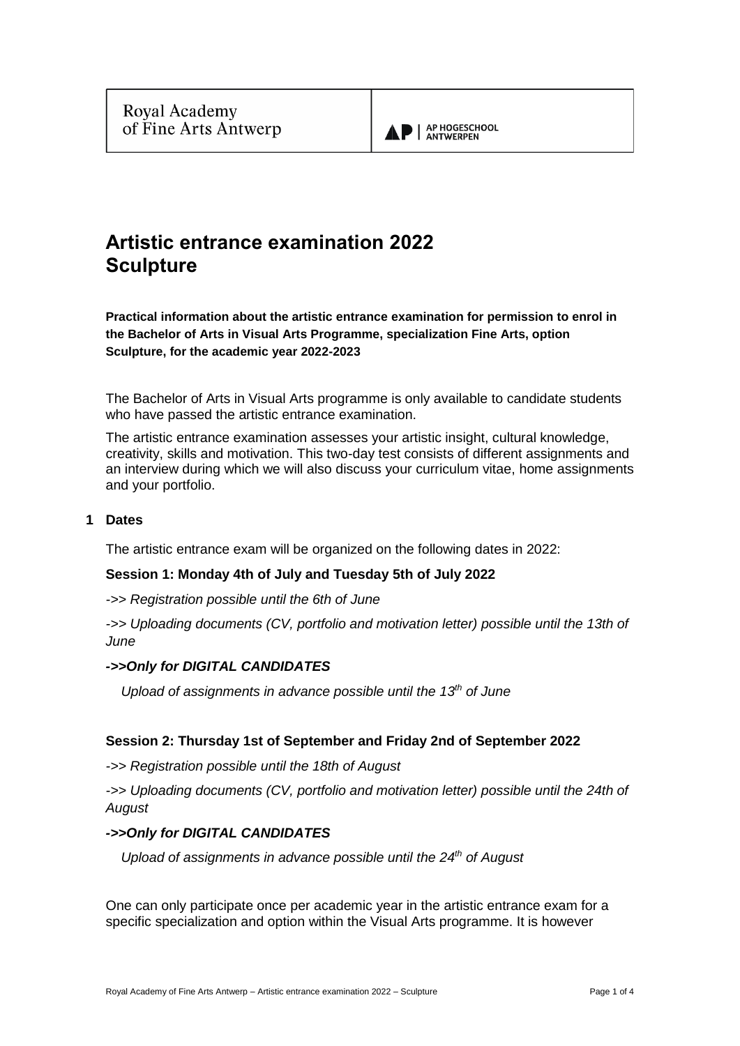Royal Academy of Fine Arts Antwerp | AP HOGESCHOOL ANTWERPEN

# Artistic entrance examination 2022 Sculpture

**Practical information about the artistic entrance examination for permission to enrol in the Bachelor of Arts in Visual Arts Programme, specialization Fine Arts, option Sculpture, for the academic year 2022-2023**

The Bachelor of Arts in Visual Arts programme is only available to candidate students who have passed the artistic entrance examination.

The artistic entrance examination assesses your artistic insight, cultural knowledge, creativity, skills and motivation. This two-day test consists of different assignments and an interview during which we will also discuss your curriculum vitae, home assignments and your portfolio.

## 1 Dates

The artistic entrance exam will be organized on the following dates in 2022:

**Session 1: Monday 4th of July and Tuesday 5th of July 2022**

*->> Registration possible until the 6th of June*

*->> Uploading documents (CV, portfolio and motivation letter) possible until the 13th of June*

***->>Only for DIGITAL CANDIDATES***

*Upload of assignments in advance possible until the 13th of June*

**Session 2: Thursday 1st of September and Friday 2nd of September 2022**

*->> Registration possible until the 18th of August*

*->> Uploading documents (CV, portfolio and motivation letter) possible until the 24th of August*

***->>Only for DIGITAL CANDIDATES***

*Upload of assignments in advance possible until the 24th of August*

One can only participate once per academic year in the artistic entrance exam for a specific specialization and option within the Visual Arts programme. It is however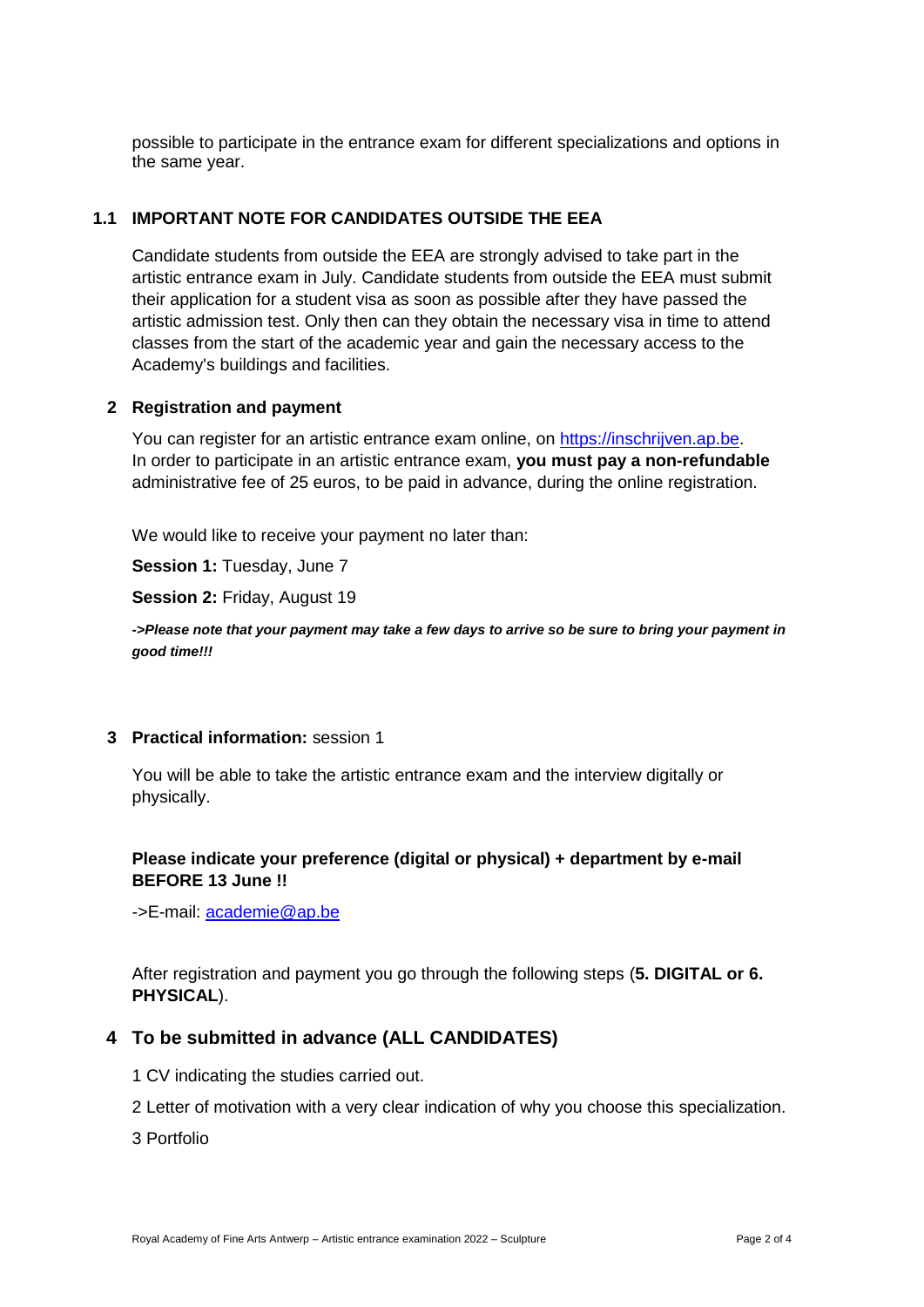possible to participate in the entrance exam for different specializations and options in the same year.

### 1.1 IMPORTANT NOTE FOR CANDIDATES OUTSIDE THE EEA

Candidate students from outside the EEA are strongly advised to take part in the artistic entrance exam in July. Candidate students from outside the EEA must submit their application for a student visa as soon as possible after they have passed the artistic admission test. Only then can they obtain the necessary visa in time to attend classes from the start of the academic year and gain the necessary access to the Academy's buildings and facilities.

## 2 Registration and payment

You can register for an artistic entrance exam online, on [https://inschrijven.ap.be](https://inschrijven.ap.be).
In order to participate in an artistic entrance exam, **you must pay a non-refundable** administrative fee of 25 euros, to be paid in advance, during the online registration.

We would like to receive your payment no later than:

**Session 1:** Tuesday, June 7

**Session 2:** Friday, August 19

***->Please note that your payment may take a few days to arrive so be sure to bring your payment in good time!!!***

## 3 Practical information: session 1

You will be able to take the artistic entrance exam and the interview digitally or physically.

**Please indicate your preference (digital or physical) + department by e-mail BEFORE 13 June !!**

->E-mail: [academie@ap.be](mailto:academie@ap.be)

After registration and payment you go through the following steps (**5. DIGITAL or 6. PHYSICAL**).

## 4 To be submitted in advance (ALL CANDIDATES)

1 CV indicating the studies carried out.

2 Letter of motivation with a very clear indication of why you choose this specialization.

3 Portfolio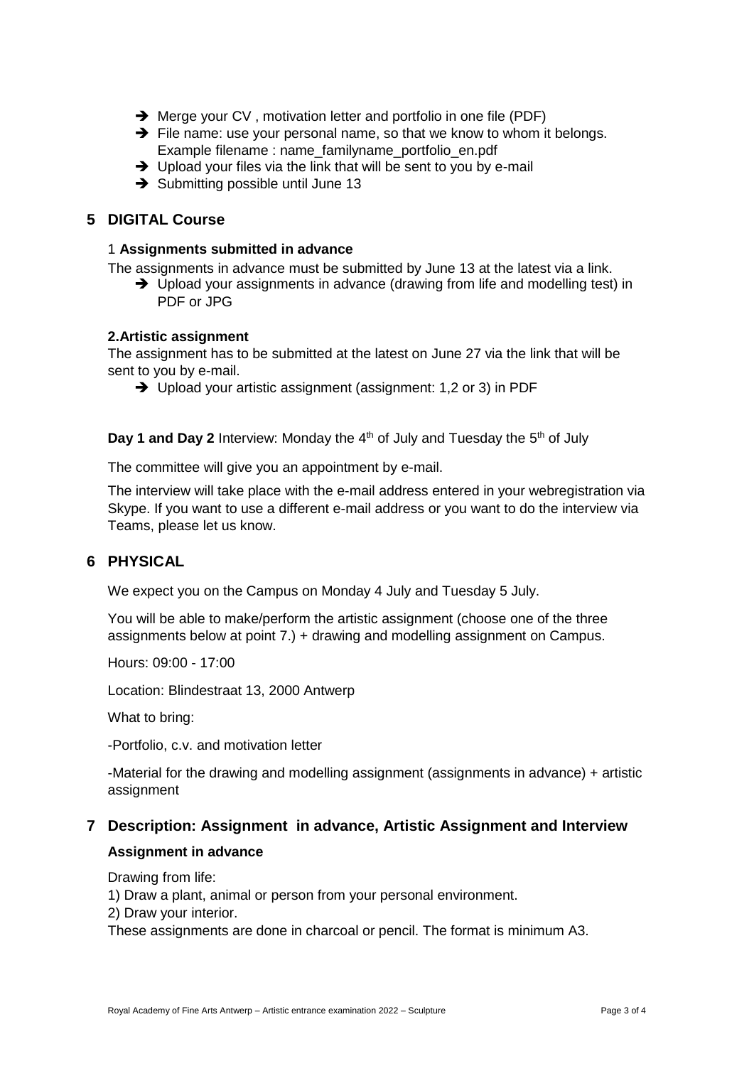- ➔ Merge your CV , motivation letter and portfolio in one file (PDF)
- ➔ File name: use your personal name, so that we know to whom it belongs. Example filename : name_familyname_portfolio_en.pdf
- ➔ Upload your files via the link that will be sent to you by e-mail
- ➔ Submitting possible until June 13

## 5 DIGITAL Course

### 1 **Assignments submitted in advance**

The assignments in advance must be submitted by June 13 at the latest via a link.

- ➔ Upload your assignments in advance (drawing from life and modelling test) in PDF or JPG

### 2.Artistic assignment

The assignment has to be submitted at the latest on June 27 via the link that will be sent to you by e-mail.

- ➔ Upload your artistic assignment (assignment: 1,2 or 3) in PDF

**Day 1 and Day 2** Interview: Monday the 4th of July and Tuesday the 5th of July

The committee will give you an appointment by e-mail.

The interview will take place with the e-mail address entered in your webregistration via Skype. If you want to use a different e-mail address or you want to do the interview via Teams, please let us know.

## 6 PHYSICAL

We expect you on the Campus on Monday 4 July and Tuesday 5 July.

You will be able to make/perform the artistic assignment (choose one of the three assignments below at point 7.) + drawing and modelling assignment on Campus.

Hours: 09:00 - 17:00

Location: Blindestraat 13, 2000 Antwerp

What to bring:

-Portfolio, c.v. and motivation letter

-Material for the drawing and modelling assignment (assignments in advance) + artistic assignment

## 7 Description: Assignment in advance, Artistic Assignment and Interview

### Assignment in advance

Drawing from life:

1) Draw a plant, animal or person from your personal environment.

2) Draw your interior.

These assignments are done in charcoal or pencil. The format is minimum A3.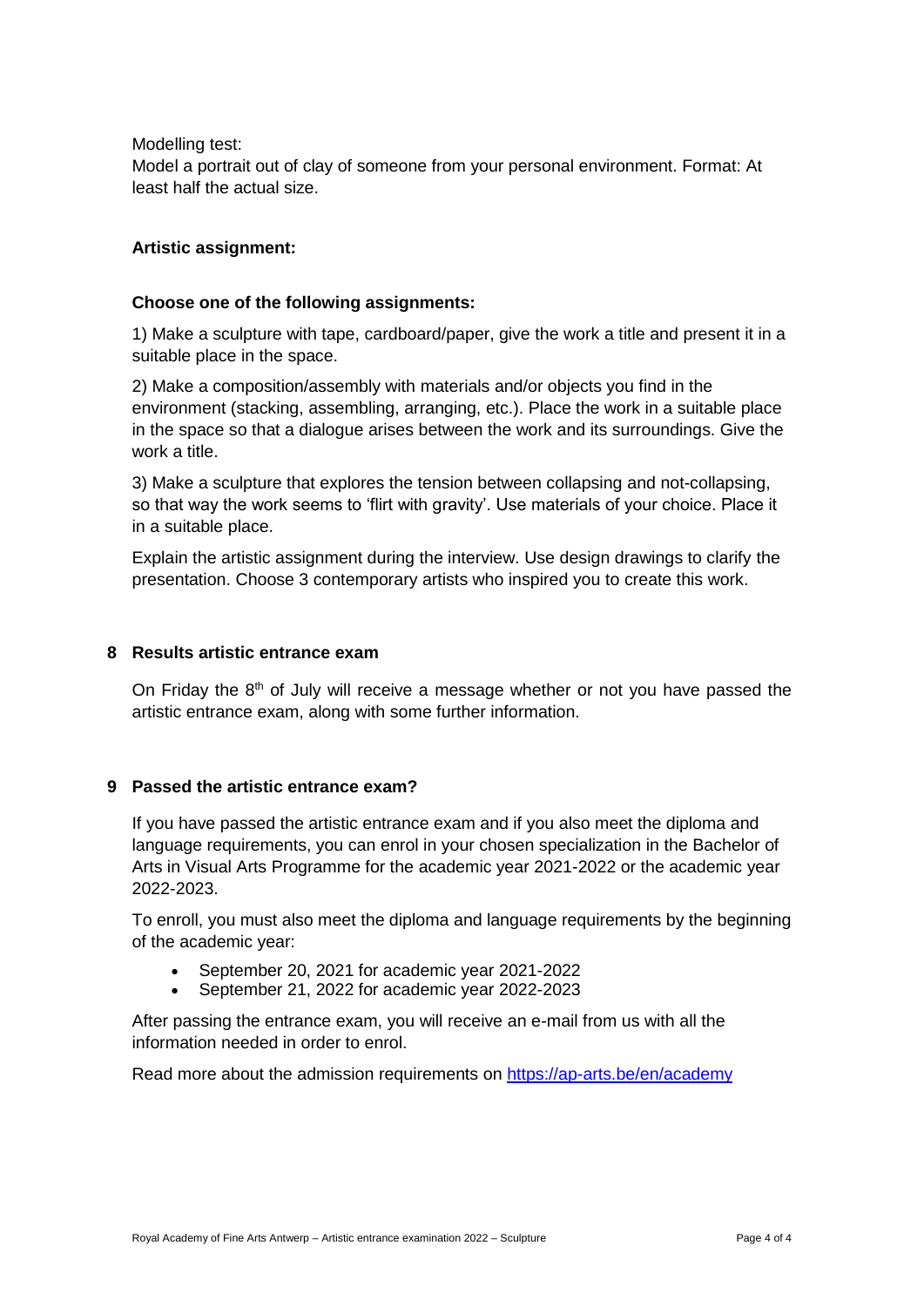Modelling test:
Model a portrait out of clay of someone from your personal environment. Format: At least half the actual size.

**Artistic assignment:**

**Choose one of the following assignments:**

1) Make a sculpture with tape, cardboard/paper, give the work a title and present it in a suitable place in the space.

2) Make a composition/assembly with materials and/or objects you find in the environment (stacking, assembling, arranging, etc.). Place the work in a suitable place in the space so that a dialogue arises between the work and its surroundings. Give the work a title.

3) Make a sculpture that explores the tension between collapsing and not-collapsing, so that way the work seems to 'flirt with gravity'. Use materials of your choice. Place it in a suitable place.

Explain the artistic assignment during the interview. Use design drawings to clarify the presentation. Choose 3 contemporary artists who inspired you to create this work.

## 8 Results artistic entrance exam

On Friday the 8th of July will receive a message whether or not you have passed the artistic entrance exam, along with some further information.

## 9 Passed the artistic entrance exam?

If you have passed the artistic entrance exam and if you also meet the diploma and language requirements, you can enrol in your chosen specialization in the Bachelor of Arts in Visual Arts Programme for the academic year 2021-2022 or the academic year 2022-2023.

To enroll, you must also meet the diploma and language requirements by the beginning of the academic year:

- September 20, 2021 for academic year 2021-2022
- September 21, 2022 for academic year 2022-2023

After passing the entrance exam, you will receive an e-mail from us with all the information needed in order to enrol.

Read more about the admission requirements on https://ap-arts.be/en/academy